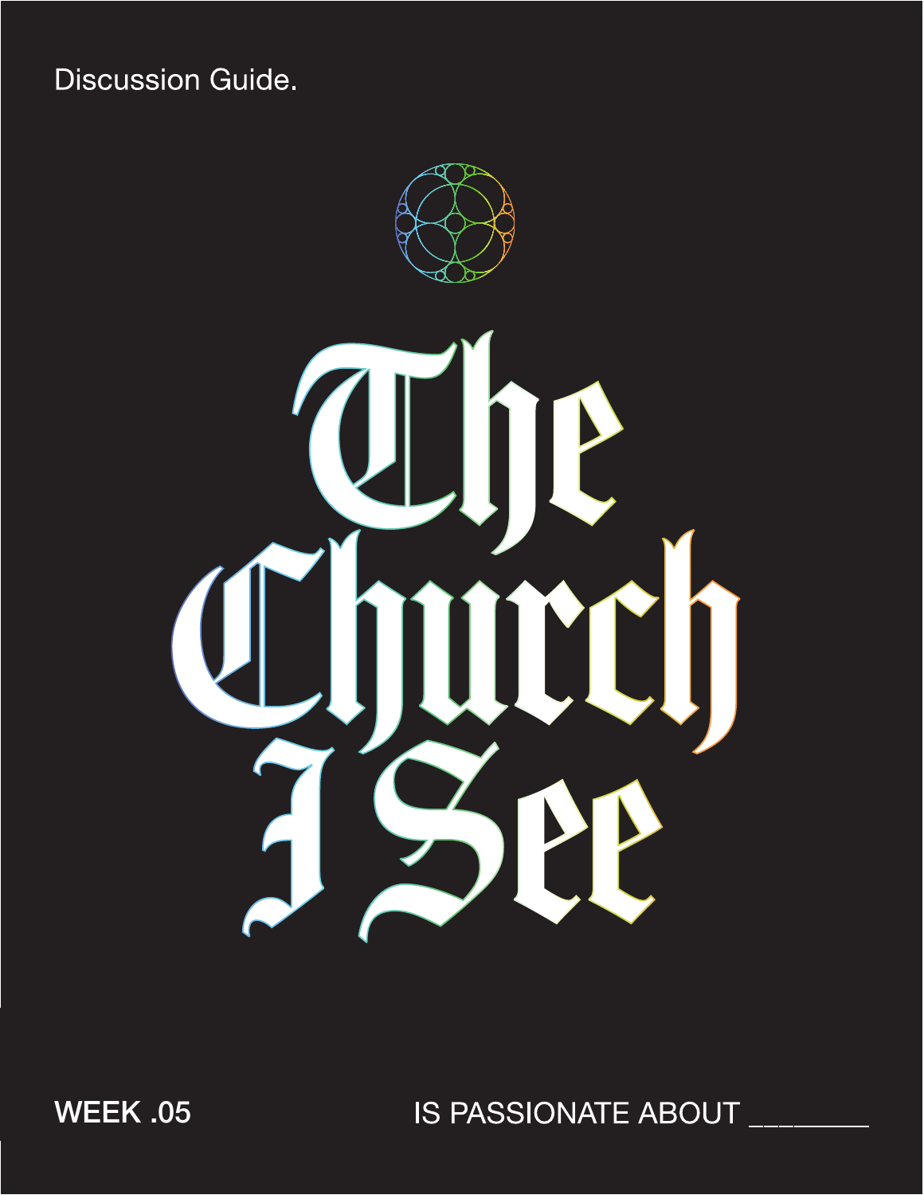Discussion Guide.

# The Church I See

**WEEK .05**

IS PASSIONATE ABOUT ________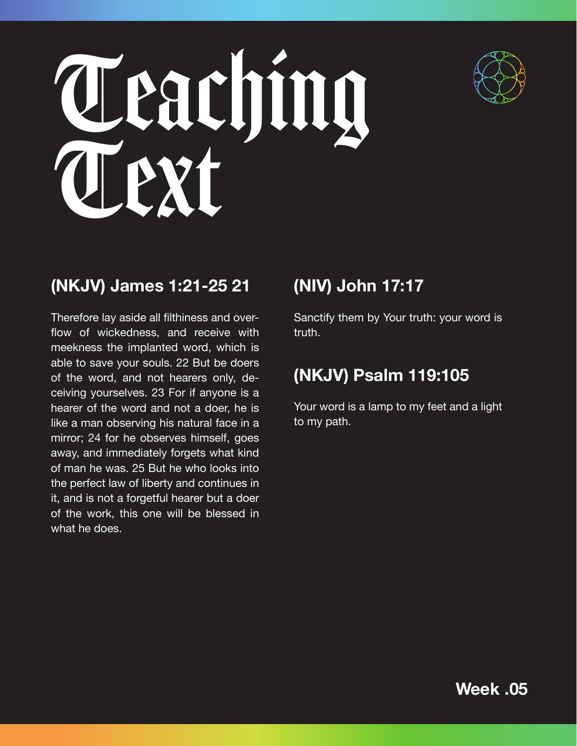# Teaching Text

## (NKJV) James 1:21-25 21

Therefore lay aside all filthiness and overflow of wickedness, and receive with meekness the implanted word, which is able to save your souls. 22 But be doers of the word, and not hearers only, deceiving yourselves. 23 For if anyone is a hearer of the word and not a doer, he is like a man observing his natural face in a mirror; 24 for he observes himself, goes away, and immediately forgets what kind of man he was. 25 But he who looks into the perfect law of liberty and continues in it, and is not a forgetful hearer but a doer of the work, this one will be blessed in what he does.

## (NIV) John 17:17

Sanctify them by Your truth: your word is truth.

## (NKJV) Psalm 119:105

Your word is a lamp to my feet and a light to my path.

**Week .05**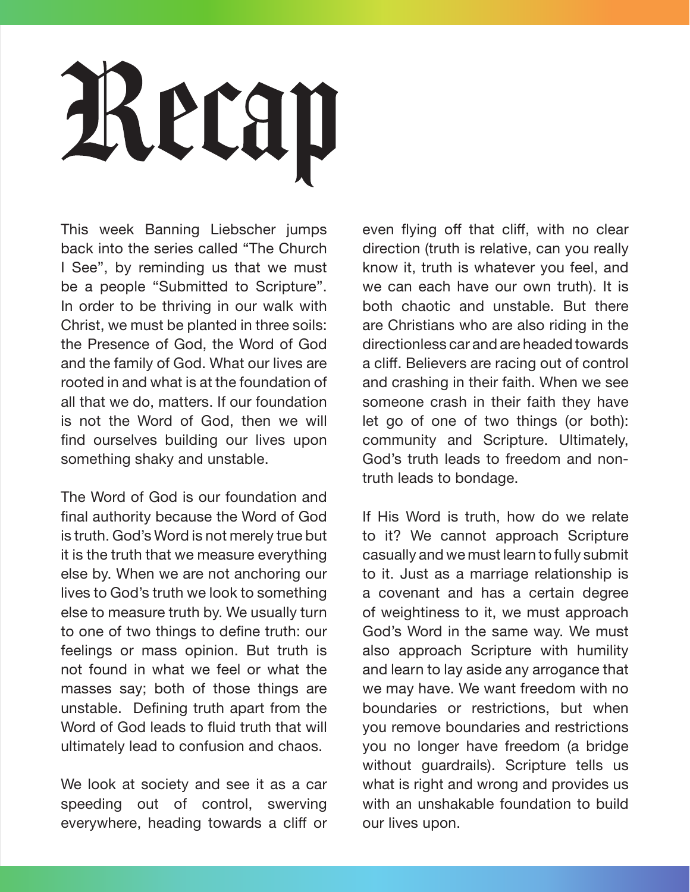# Recap

This week Banning Liebscher jumps back into the series called "The Church I See", by reminding us that we must be a people "Submitted to Scripture". In order to be thriving in our walk with Christ, we must be planted in three soils: the Presence of God, the Word of God and the family of God. What our lives are rooted in and what is at the foundation of all that we do, matters. If our foundation is not the Word of God, then we will find ourselves building our lives upon something shaky and unstable.

The Word of God is our foundation and final authority because the Word of God is truth. God's Word is not merely true but it is the truth that we measure everything else by. When we are not anchoring our lives to God's truth we look to something else to measure truth by. We usually turn to one of two things to define truth: our feelings or mass opinion. But truth is not found in what we feel or what the masses say; both of those things are unstable. Defining truth apart from the Word of God leads to fluid truth that will ultimately lead to confusion and chaos.

We look at society and see it as a car speeding out of control, swerving everywhere, heading towards a cliff or even flying off that cliff, with no clear direction (truth is relative, can you really know it, truth is whatever you feel, and we can each have our own truth). It is both chaotic and unstable. But there are Christians who are also riding in the directionless car and are headed towards a cliff. Believers are racing out of control and crashing in their faith. When we see someone crash in their faith they have let go of one of two things (or both): community and Scripture. Ultimately, God's truth leads to freedom and non-truth leads to bondage.

If His Word is truth, how do we relate to it? We cannot approach Scripture casually and we must learn to fully submit to it. Just as a marriage relationship is a covenant and has a certain degree of weightiness to it, we must approach God's Word in the same way. We must also approach Scripture with humility and learn to lay aside any arrogance that we may have. We want freedom with no boundaries or restrictions, but when you remove boundaries and restrictions you no longer have freedom (a bridge without guardrails). Scripture tells us what is right and wrong and provides us with an unshakable foundation to build our lives upon.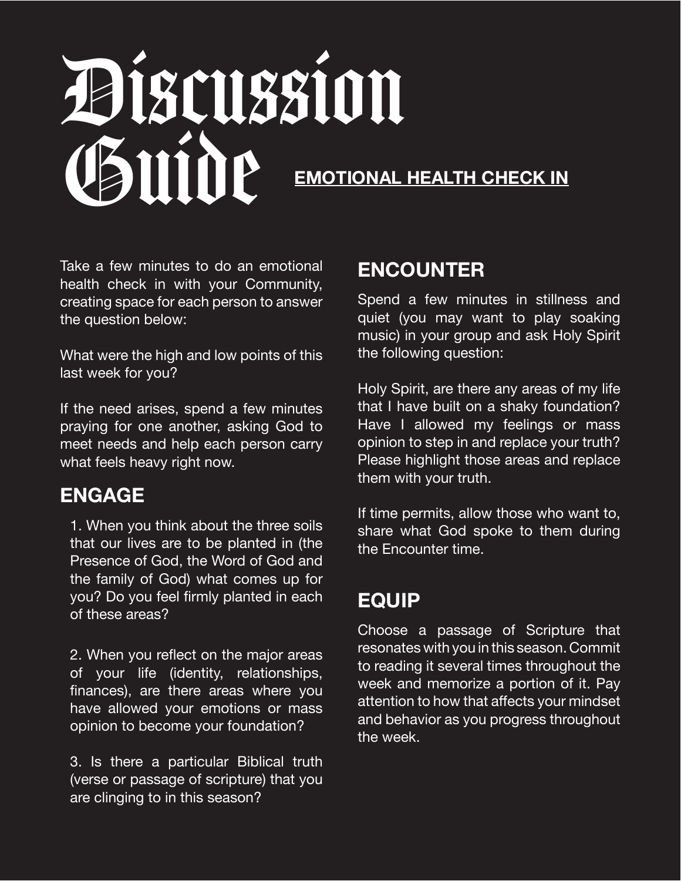# Discussion Guide

**EMOTIONAL HEALTH CHECK IN**

Take a few minutes to do an emotional health check in with your Community, creating space for each person to answer the question below:

What were the high and low points of this last week for you?

If the need arises, spend a few minutes praying for one another, asking God to meet needs and help each person carry what feels heavy right now.

## ENGAGE

1. When you think about the three soils that our lives are to be planted in (the Presence of God, the Word of God and the family of God) what comes up for you? Do you feel firmly planted in each of these areas?

2. When you reflect on the major areas of your life (identity, relationships, finances), are there areas where you have allowed your emotions or mass opinion to become your foundation?

3. Is there a particular Biblical truth (verse or passage of scripture) that you are clinging to in this season?

## ENCOUNTER

Spend a few minutes in stillness and quiet (you may want to play soaking music) in your group and ask Holy Spirit the following question:

Holy Spirit, are there any areas of my life that I have built on a shaky foundation? Have I allowed my feelings or mass opinion to step in and replace your truth? Please highlight those areas and replace them with your truth.

If time permits, allow those who want to, share what God spoke to them during the Encounter time.

## EQUIP

Choose a passage of Scripture that resonates with you in this season. Commit to reading it several times throughout the week and memorize a portion of it. Pay attention to how that affects your mindset and behavior as you progress throughout the week.